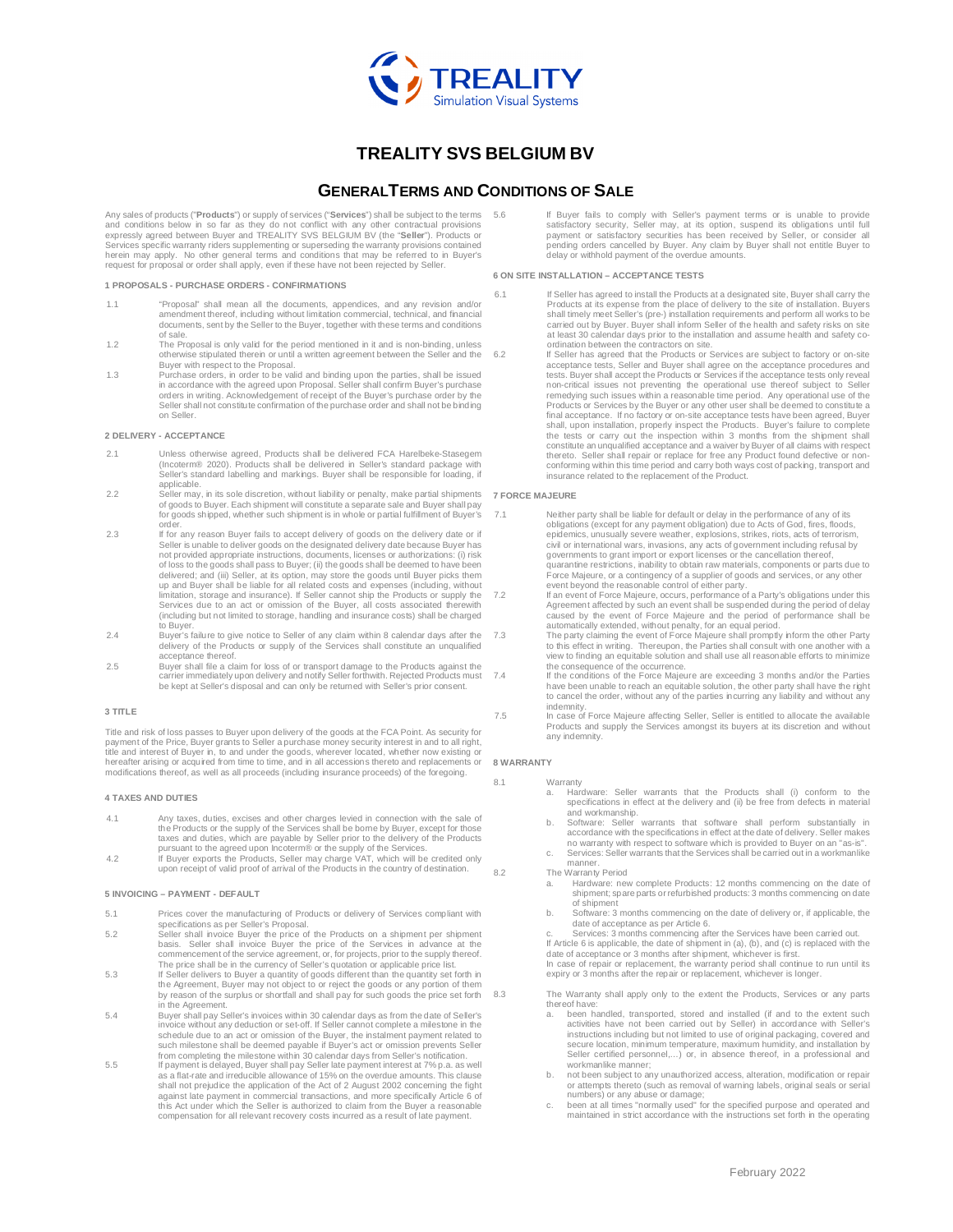# TREALITY SVS BELGIUM BV

## GENERAL TERMS AND CONDITIONS OF SALE

Any sales of products ("**Products**") or supply of services ("**Services**") shall be subject to the terms and conditions below in so far as they do not conflict with any other contractual provisions expressly agreed between Buyer and TREALITY SVS BELGIUM BV (the "**Seller**"). Products or Services specific warranty riders supplementing or superseding the warranty provisions contained herein may apply. No other general terms and conditions that may be referred to in Buyer's request for proposal or order shall apply, even if these have not been rejected by Seller.

### 1 PROPOSALS - PURCHASE ORDERS - CONFIRMATIONS

1.1 "Proposal" shall mean all the documents, appendices, and any revision and/or amendment thereof, including without limitation commercial, technical, and financial documents, sent by the Seller to the Buyer, together with these terms and conditions of sale.

1.2 The Proposal is only valid for the period mentioned in it and is non-binding, unless otherwise stipulated therein or until a written agreement between the Seller and the Buyer with respect to the Proposal.

1.3 Purchase orders, in order to be valid and binding upon the parties, shall be issued in accordance with the agreed upon Proposal. Seller shall confirm Buyer's purchase orders in writing. Acknowledgement of receipt of the Buyer's purchase order by the Seller shall not constitute confirmation of the purchase order and shall not be binding on Seller.

### 2 DELIVERY - ACCEPTANCE

2.1 Unless otherwise agreed, Products shall be delivered FCA Harelbeke-Stasegem (Incoterm® 2020). Products shall be delivered in Seller's standard package with Seller's standard labelling and markings. Buyer shall be responsible for loading, if applicable.

2.2 Seller may, in its sole discretion, without liability or penalty, make partial shipments of goods to Buyer. Each shipment will constitute a separate sale and Buyer shall pay for goods shipped, whether such shipment is in whole or partial fulfillment of Buyer's order.

2.3 If for any reason Buyer fails to accept delivery of goods on the delivery date or if Seller is unable to deliver goods on the designated delivery date because Buyer has not provided appropriate instructions, documents, licenses or authorizations: (i) risk of loss to the goods shall pass to Buyer; (ii) the goods shall be deemed to have been delivered; and (iii) Seller, at its option, may store the goods until Buyer picks them up and Buyer shall be liable for all related costs and expenses (including, without limitation, storage and insurance). If Seller cannot ship the Products or supply the Services due to an act or omission of the Buyer, all costs associated therewith (including but not limited to storage, handling and insurance costs) shall be charged to Buyer.

2.4 Buyer's failure to give notice to Seller of any claim within 8 calendar days after the delivery of the Products or supply of the Services shall constitute an unqualified acceptance thereof.

2.5 Buyer shall file a claim for loss of or transport damage to the Products against the carrier immediately upon delivery and notify Seller forthwith. Rejected Products must be kept at Seller's disposal and can only be returned with Seller's prior consent.

### 3 TITLE

Title and risk of loss passes to Buyer upon delivery of the goods at the FCA Point. As security for payment of the Price, Buyer grants to Seller a purchase money security interest in and to all right, title and interest of Buyer in, to and under the goods, wherever located, whether now existing or hereafter arising or acquired from time to time, and in all accessions thereto and replacements or modifications thereof, as well as all proceeds (including insurance proceeds) of the foregoing.

### 4 TAXES AND DUTIES

4.1 Any taxes, duties, excises and other charges levied in connection with the sale of the Products or the supply of the Services shall be borne by Buyer, except for those taxes and duties, which are payable by Seller prior to the delivery of the Products pursuant to the agreed upon Incoterm® or the supply of the Services.

4.2 If Buyer exports the Products, Seller may charge VAT, which will be credited only upon receipt of valid proof of arrival of the Products in the country of destination.

### 5 INVOICING – PAYMENT - DEFAULT

5.1 Prices cover the manufacturing of Products or delivery of Services compliant with specifications as per Seller's Proposal.

5.2 Seller shall invoice Buyer the price of the Products on a shipment per shipment basis. Seller shall invoice Buyer the price of the Services in advance at the commencement of the service agreement, or, for projects, prior to the supply thereof. The price shall be in the currency of Seller's quotation or applicable price list.

5.3 If Seller delivers to Buyer a quantity of goods different than the quantity set forth in the Agreement, Buyer may not object to or reject the goods or any portion of them by reason of the surplus or shortfall and shall pay for such goods the price set forth in the Agreement.

5.4 Buyer shall pay Seller's invoices within 30 calendar days as from the date of Seller's invoice without any deduction or set-off. If Seller cannot complete a milestone in the schedule due to an act or omission of the Buyer, the instalment payment related to such milestone shall be deemed payable if Buyer's act or omission prevents Seller from completing the milestone within 30 calendar days from Seller's notification.

5.5 If payment is delayed, Buyer shall pay Seller late payment interest at 7% p.a. as well as a flat-rate and irreducible allowance of 15% on the overdue amounts. This clause shall not prejudice the application of the Act of 2 August 2002 concerning the fight against late payment in commercial transactions, and more specifically Article 6 of this Act under which the Seller is authorized to claim from the Buyer a reasonable compensation for all relevant recovery costs incurred as a result of late payment.

5.6 If Buyer fails to comply with Seller's payment terms or is unable to provide satisfactory security, Seller may, at its option, suspend its obligations until full payment or satisfactory securities has been received by Seller, or consider all pending orders cancelled by Buyer. Any claim by Buyer shall not entitle Buyer to delay or withhold payment of the overdue amounts.

### 6 ON SITE INSTALLATION – ACCEPTANCE TESTS

6.1 If Seller has agreed to install the Products at a designated site, Buyer shall carry the Products at its expense from the place of delivery to the site of installation. Buyers shall timely meet Seller's (pre-) installation requirements and perform all works to be carried out by Buyer. Buyer shall inform Seller of the health and safety risks on site at least 30 calendar days prior to the installation and assume health and safety co-ordination between the contractors on site.

6.2 If Seller has agreed that the Products or Services are subject to factory or on-site acceptance tests, Seller and Buyer shall agree on the acceptance procedures and tests. Buyer shall accept the Products or Services if the acceptance tests only reveal non-critical issues not preventing the operational use thereof subject to Seller remedying such issues within a reasonable time period. Any operational use of the Products or Services by the Buyer or any other user shall be deemed to constitute a final acceptance. If no factory or on-site acceptance tests have been agreed, Buyer shall, upon installation, properly inspect the Products. Buyer's failure to complete the tests or carry out the inspection within 3 months from the shipment shall constitute an unqualified acceptance and a waiver by Buyer of all claims with respect thereto. Seller shall repair or replace for free any Product found defective or non-conforming within this time period and carry both ways cost of packing, transport and insurance related to the replacement of the Product.

### 7 FORCE MAJEURE

7.1 Neither party shall be liable for default or delay in the performance of any of its obligations (except for any payment obligation) due to Acts of God, fires, floods, epidemics, unusually severe weather, explosions, strikes, riots, acts of terrorism, civil or international wars, invasions, any acts of government including refusal by governments to grant import or export licenses or the cancellation thereof, quarantine restrictions, inability to obtain raw materials, components or parts due to Force Majeure, or a contingency of a supplier of goods and services, or any other event beyond the reasonable control of either party.

7.2 If an event of Force Majeure, occurs, performance of a Party's obligations under this Agreement affected by such an event shall be suspended during the period of delay caused by the event of Force Majeure and the period of performance shall be automatically extended, without penalty, for an equal period.

7.3 The party claiming the event of Force Majeure shall promptly inform the other Party to this effect in writing. Thereupon, the Parties shall consult with one another with a view to finding an equitable solution and shall use all reasonable efforts to minimize the consequence of the occurrence.

7.4 If the conditions of the Force Majeure are exceeding 3 months and/or the Parties have been unable to reach an equitable solution, the other party shall have the right to cancel the order, without any of the parties incurring any liability and without any indemnity.

7.5 In case of Force Majeure affecting Seller, Seller is entitled to allocate the available Products and supply the Services amongst its buyers at its discretion and without any indemnity.

### 8 WARRANTY

8.1 Warranty

a. Hardware: Seller warrants that the Products shall (i) conform to the specifications in effect at the delivery and (ii) be free from defects in material and workmanship.
b. Software: Seller warrants that software shall perform substantially in accordance with the specifications in effect at the date of delivery. Seller makes no warranty with respect to software which is provided to Buyer on an "as-is".
c. Services: Seller warrants that the Services shall be carried out in a workmanlike manner.

8.2 The Warranty Period

a. Hardware: new complete Products: 12 months commencing on the date of shipment; spare parts or refurbished products: 3 months commencing on date of shipment
b. Software: 3 months commencing on the date of delivery or, if applicable, the date of acceptance as per Article 6.
c. Services: 3 months commencing after the Services have been carried out.

If Article 6 is applicable, the date of shipment in (a), (b), and (c) is replaced with the date of acceptance or 3 months after shipment, whichever is first.
In case of repair or replacement, the warranty period shall continue to run until its expiry or 3 months after the repair or replacement, whichever is longer.

8.3 The Warranty shall apply only to the extent the Products, Services or any parts thereof have:

a. been handled, transported, stored and installed (if and to the extent such activities have not been carried out by Seller) in accordance with Seller's instructions including but not limited to use of original packaging, covered and secure location, minimum temperature, maximum humidity, and installation by Seller certified personnel,...) or, in absence thereof, in a professional and workmanlike manner;
b. not been subject to any unauthorized access, alteration, modification or repair or attempts thereto (such as removal of warning labels, original seals or serial numbers) or any abuse or damage;
c. been at all times "normally used" for the specified purpose and operated and maintained in strict accordance with the instructions set forth in the operating

February 2022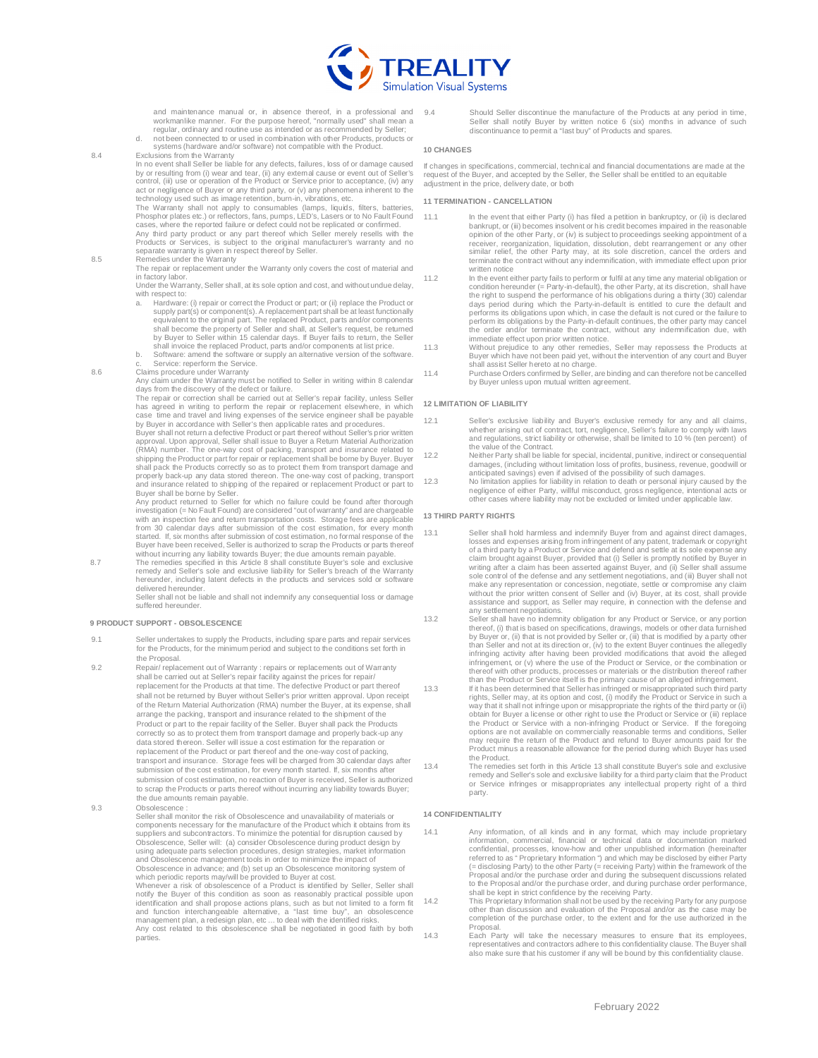and maintenance manual or, in absence thereof, in a professional and workmanlike manner. For the purpose hereof, "normally used" shall mean a regular, ordinary and routine use as intended or as recommended by Seller;

d. not been connected to or used in combination with other Products, products or systems (hardware and/or software) not compatible with the Product.

8.4 Exclusions from the Warranty

In no event shall Seller be liable for any defects, failures, loss of or damage caused by or resulting from (i) wear and tear, (ii) any external cause or event out of Seller's control, (iii) use or operation of the Product or Service prior to acceptance, (iv) any act or negligence of Buyer or any third party, or (v) any phenomena inherent to the technology used such as image retention, burn-in, vibrations, etc.

The Warranty shall not apply to consumables (lamps, liquids, filters, batteries, Phosphor plates etc.) or reflectors, fans, pumps, LED's, Lasers or to No Fault Found cases, where the reported failure or defect could not be replicated or confirmed.

Any third party product or any part thereof which Seller merely resells with the Products or Services, is subject to the original manufacturer's warranty and no separate warranty is given in respect thereof by Seller.

8.5 Remedies under the Warranty

The repair or replacement under the Warranty only covers the cost of material and in factory labor.

Under the Warranty, Seller shall, at its sole option and cost, and without undue delay, with respect to:

a. Hardware: (i) repair or correct the Product or part; or (ii) replace the Product or supply part(s) or component(s). A replacement part shall be at least functionally equivalent to the original part. The replaced Product, parts and/or components shall become the property of Seller and shall, at Seller's request, be returned by Buyer to Seller within 15 calendar days. If Buyer fails to return, the Seller shall invoice the replaced Product, parts and/or components at list price.
b. Software: amend the software or supply an alternative version of the software.
c. Service: reperform the Service.

8.6 Claims procedure under Warranty

Any claim under the Warranty must be notified to Seller in writing within 8 calendar days from the discovery of the defect or failure.

The repair or correction shall be carried out at Seller's repair facility, unless Seller has agreed in writing to perform the repair or replacement elsewhere, in which case time and travel and living expenses of the service engineer shall be payable by Buyer in accordance with Seller's then applicable rates and procedures.

Buyer shall not return a defective Product or part thereof without Seller's prior written approval. Upon approval, Seller shall issue to Buyer a Return Material Authorization (RMA) number. The one-way cost of packing, transport and insurance related to shipping the Product or part for repair or replacement shall be borne by Buyer. Buyer shall pack the Products correctly so as to protect them from transport damage and properly back-up any data stored thereon. The one-way cost of packing, transport and insurance related to shipping of the repaired or replacement Product or part to Buyer shall be borne by Seller.

Any product returned to Seller for which no failure could be found after thorough investigation (= No Fault Found) are considered "out of warranty" and are chargeable with an inspection fee and return transportation costs. Storage fees are applicable from 30 calendar days after submission of the cost estimation, for every month started. If, six months after submission of cost estimation, no formal response of the Buyer have been received, Seller is authorized to scrap the Products or parts thereof without incurring any liability towards Buyer; the due amounts remain payable.

8.7 The remedies specified in this Article 8 shall constitute Buyer's sole and exclusive remedy and Seller's sole and exclusive liability for Seller's breach of the Warranty hereunder, including latent defects in the products and services sold or software delivered hereunder.

Seller shall not be liable and shall not indemnify any consequential loss or damage suffered hereunder.

## 9 PRODUCT SUPPORT - OBSOLESCENCE

9.1 Seller undertakes to supply the Products, including spare parts and repair services for the Products, for the minimum period and subject to the conditions set forth in the Proposal.

9.2 Repair/ replacement out of Warranty : repairs or replacements out of Warranty shall be carried out at Seller's repair facility against the prices for repair/ replacement for the Products at that time. The defective Product or part thereof shall not be returned by Buyer without Seller's prior written approval. Upon receipt of the Return Material Authorization (RMA) number the Buyer, at its expense, shall arrange the packing, transport and insurance related to the shipment of the Product or part to the repair facility of the Seller. Buyer shall pack the Products correctly so as to protect them from transport damage and properly back-up any data stored thereon. Seller will issue a cost estimation for the reparation or replacement of the Product or part thereof and the one-way cost of packing, transport and insurance. Storage fees will be charged from 30 calendar days after submission of the cost estimation, for every month started. If, six months after submission of cost estimation, no reaction of Buyer is received, Seller is authorized to scrap the Products or parts thereof without incurring any liability towards Buyer; the due amounts remain payable.

9.3 Obsolescence :

Seller shall monitor the risk of Obsolescence and unavailability of materials or components necessary for the manufacture of the Product which it obtains from its suppliers and subcontractors. To minimize the potential for disruption caused by Obsolescence, Seller will: (a) consider Obsolescence during product design by using adequate parts selection procedures, design strategies, market information and Obsolescence management tools in order to minimize the impact of Obsolescence in advance; and (b) set up an Obsolescence monitoring system of which periodic reports may/will be provided to Buyer at cost.

Whenever a risk of obsolescence of a Product is identified by Seller, Seller shall notify the Buyer of this condition as soon as reasonably practical possible upon identification and shall propose actions plans, such as but not limited to a form fit and function interchangeable alternative, a "last time buy", an obsolescence management plan, a redesign plan, etc ... to deal with the identified risks.

Any cost related to this obsolescence shall be negotiated in good faith by both parties.

9.4 Should Seller discontinue the manufacture of the Products at any period in time, Seller shall notify Buyer by written notice 6 (six) months in advance of such discontinuance to permit a "last buy" of Products and spares.

## 10 CHANGES

If changes in specifications, commercial, technical and financial documentations are made at the request of the Buyer, and accepted by the Seller, the Seller shall be entitled to an equitable adjustment in the price, delivery date, or both

## 11 TERMINATION - CANCELLATION

11.1 In the event that either Party (i) has filed a petition in bankruptcy, or (ii) is declared bankrupt, or (iii) becomes insolvent or his credit becomes impaired in the reasonable opinion of the other Party, or (iv) is subject to proceedings seeking appointment of a receiver, reorganization, liquidation, dissolution, debt rearrangement or any other similar relief, the other Party may, at its sole discretion, cancel the orders and terminate the contract without any indemnification, with immediate effect upon prior written notice

11.2 In the event either party fails to perform or fulfil at any time any material obligation or condition hereunder (= Party-in-default), the other Party, at its discretion, shall have the right to suspend the performance of his obligations during a thirty (30) calendar days period during which the Party-in-default is entitled to cure the default and performs its obligations upon which, in case the default is not cured or the failure to perform its obligations by the Party-in-default continues, the other party may cancel the order and/or terminate the contract, without any indemnification due, with immediate effect upon prior written notice.

11.3 Without prejudice to any other remedies, Seller may repossess the Products at Buyer which have not been paid yet, without the intervention of any court and Buyer shall assist Seller hereto at no charge.

11.4 Purchase Orders confirmed by Seller, are binding and can therefore not be cancelled by Buyer unless upon mutual written agreement.

## 12 LIMITATION OF LIABILITY

12.1 Seller's exclusive liability and Buyer's exclusive remedy for any and all claims, whether arising out of contract, tort, negligence, Seller's failure to comply with laws and regulations, strict liability or otherwise, shall be limited to 10 % (ten percent) of the value of the Contract.

12.2 Neither Party shall be liable for special, incidental, punitive, indirect or consequential damages, (including without limitation loss of profits, business, revenue, goodwill or anticipated savings) even if advised of the possibility of such damages.

12.3 No limitation applies for liability in relation to death or personal injury caused by the negligence of either Party, willful misconduct, gross negligence, intentional acts or other cases where liability may not be excluded or limited under applicable law.

## 13 THIRD PARTY RIGHTS

13.1 Seller shall hold harmless and indemnify Buyer from and against direct damages, losses and expenses arising from infringement of any patent, trademark or copyright of a third party by a Product or Service and defend and settle at its sole expense any claim brought against Buyer, provided that (i) Seller is promptly notified by Buyer in writing after a claim has been asserted against Buyer, and (ii) Seller shall assume sole control of the defense and any settlement negotiations, and (iii) Buyer shall not make any representation or concession, negotiate, settle or compromise any claim without the prior written consent of Seller and (iv) Buyer, at its cost, shall provide assistance and support, as Seller may require, in connection with the defense and any settlement negotiations.

13.2 Seller shall have no indemnity obligation for any Product or Service, or any portion thereof, (i) that is based on specifications, drawings, models or other data furnished by Buyer or, (ii) that is not provided by Seller or, (iii) that is modified by a party other than Seller and not at its direction or, (iv) to the extent Buyer continues the allegedly infringing activity after having been provided modifications that avoid the alleged infringement, or (v) where the use of the Product or Service, or the combination or thereof with other products, processes or materials or the distribution thereof rather than the Product or Service itself is the primary cause of an alleged infringement.

13.3 If it has been determined that Seller has infringed or misappropriated such third party rights, Seller may, at its option and cost, (i) modify the Product or Service in such a way that it shall not infringe upon or misappropriate the rights of the third party or (ii) obtain for Buyer a license or other right to use the Product or Service or (iii) replace the Product or Service with a non-infringing Product or Service. If the foregoing options are not available on commercially reasonable terms and conditions, Seller may require the return of the Product and refund to Buyer amounts paid for the Product minus a reasonable allowance for the period during which Buyer has used the Product.

13.4 The remedies set forth in this Article 13 shall constitute Buyer's sole and exclusive remedy and Seller's sole and exclusive liability for a third party claim that the Product or Service infringes or misappropriates any intellectual property right of a third party.

## 14 CONFIDENTIALITY

14.1 Any information, of all kinds and in any format, which may include proprietary information, commercial, financial or technical data or documentation marked confidential, processes, know-how and other unpublished information (hereinafter referred to as " Proprietary Information ") and which may be disclosed by either Party (= disclosing Party) to the other Party (= receiving Party) within the framework of the Proposal and/or the purchase order and during the subsequent discussions related to the Proposal and/or the purchase order, and during purchase order performance, shall be kept in strict confidence by the receiving Party.

14.2 This Proprietary Information shall not be used by the receiving Party for any purpose other than discussion and evaluation of the Proposal and/or as the case may be completion of the purchase order, to the extent and for the use authorized in the Proposal.

14.3 Each Party will take the necessary measures to ensure that its employees, representatives and contractors adhere to this confidentiality clause. The Buyer shall also make sure that his customer if any will be bound by this confidentiality clause.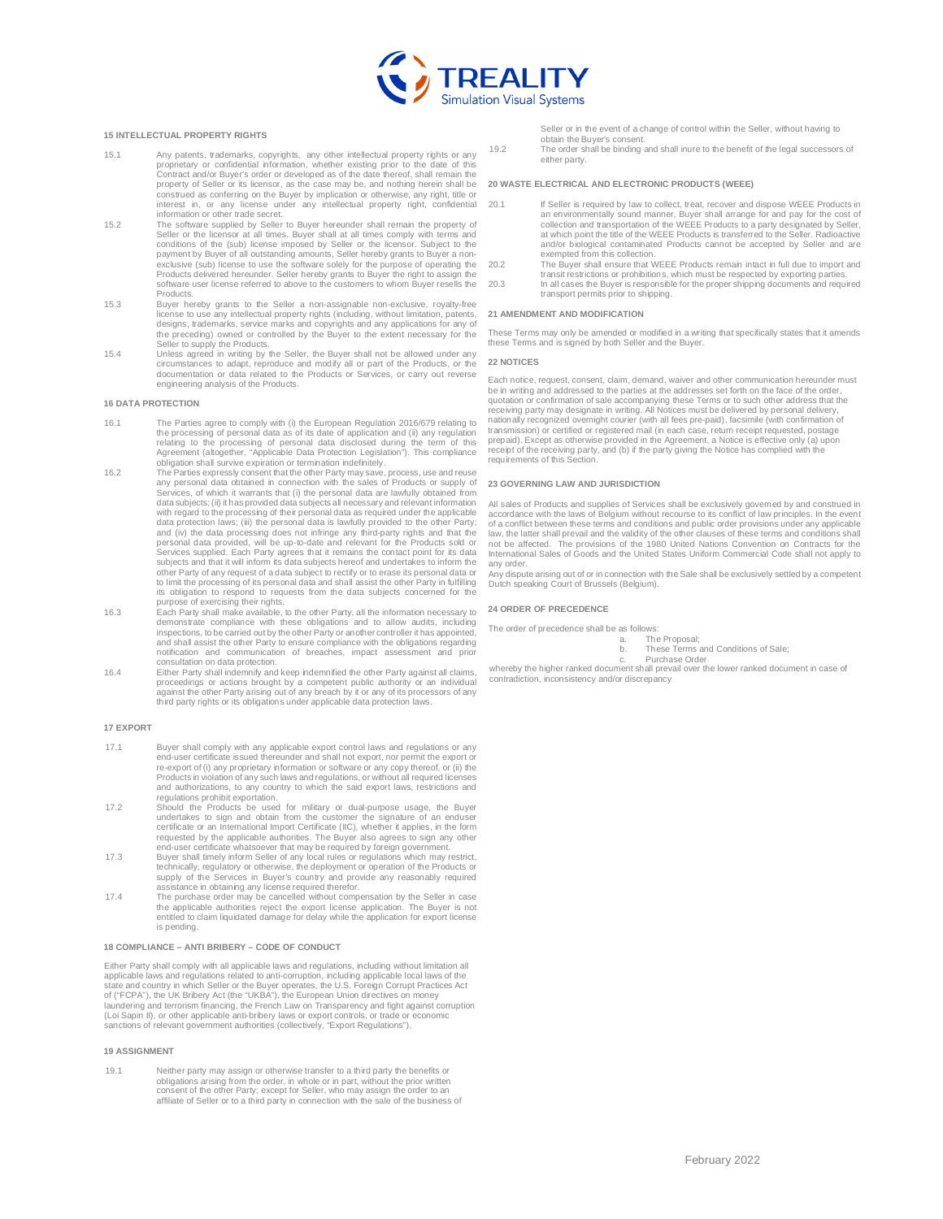## 15 INTELLECTUAL PROPERTY RIGHTS

15.1 Any patents, trademarks, copyrights, any other intellectual property rights or any proprietary or confidential information, whether existing prior to the date of this Contract and/or Buyer's order or developed as of the date thereof, shall remain the property of Seller or its licensor, as the case may be, and nothing herein shall be construed as conferring on the Buyer by implication or otherwise, any right, title or interest in, or any license under any intellectual property right, confidential information or other trade secret.

15.2 The software supplied by Seller to Buyer hereunder shall remain the property of Seller or the licensor at all times. Buyer shall at all times comply with terms and conditions of the (sub) license imposed by Seller or the licensor. Subject to the payment by Buyer of all outstanding amounts, Seller hereby grants to Buyer a non-exclusive (sub) license to use the software solely for the purpose of operating the Products delivered hereunder. Seller hereby grants to the Buyer the right to assign the software user license referred to above to the customers to whom Buyer resells the Products.

15.3 Buyer hereby grants to the Seller a non-assignable non-exclusive, royalty-free license to use any intellectual property rights (including, without limitation, patents, designs, trademarks, service marks and copyrights and any applications for any of the preceding) owned or controlled by the Buyer to the extent necessary for the Seller to supply the Products.

15.4 Unless agreed in writing by the Seller, the Buyer shall not be allowed under any circumstances to adapt, reproduce and modify all or part of the Products, or the documentation or data related to the Products or Services, or carry out reverse engineering analysis of the Products.

## 16 DATA PROTECTION

16.1 The Parties agree to comply with (i) the European Regulation 2016/679 relating to the processing of personal data as of its date of application and (ii) any regulation relating to the processing of personal data disclosed during the term of this Agreement (altogether, "Applicable Data Protection Legislation"). This compliance obligation shall survive expiration or termination indefinitely.

16.2 The Parties expressly consent that the other Party may save, process, use and reuse any personal data obtained in connection with the sales of Products or supply of Services, of which it warrants that (i) the personal data are lawfully obtained from data subjects; (ii) it has provided data subjects all necessary and relevant information with regard to the processing of their personal data as required under the applicable data protection laws; (iii) the personal data is lawfully provided to the other Party; and (iv) the data processing does not infringe any third-party rights and that the personal data provided, will be up-to-date and relevant for the Products sold or Services supplied. Each Party agrees that it remains the contact point for its data subjects and that it will inform its data subjects hereof and undertakes to inform the other Party of any request of a data subject to rectify or to erase its personal data or to limit the processing of its personal data and shall assist the other Party in fulfilling its obligation to respond to requests from the data subjects concerned for the purpose of exercising their rights.

16.3 Each Party shall make available, to the other Party, all the information necessary to demonstrate compliance with these obligations and to allow audits, including inspections, to be carried out by the other Party or another controller it has appointed, and shall assist the other Party to ensure compliance with the obligations regarding notification and communication of breaches, impact assessment and prior consultation on data protection.

16.4 Either Party shall indemnify and keep indemnified the other Party against all claims, proceedings or actions brought by a competent public authority or an individual against the other Party arising out of any breach by it or any of its processors of any third party rights or its obligations under applicable data protection laws.

## 17 EXPORT

17.1 Buyer shall comply with any applicable export control laws and regulations or any end-user certificate issued thereunder and shall not export, nor permit the export or re-export of (i) any proprietary information or software or any copy thereof, or (ii) the Products in violation of any such laws and regulations, or without all required licenses and authorizations, to any country to which the said export laws, restrictions and regulations prohibit exportation.

17.2 Should the Products be used for military or dual-purpose usage, the Buyer undertakes to sign and obtain from the customer the signature of an enduser certificate or an International Import Certificate (IIC), whether it applies, in the form requested by the applicable authorities. The Buyer also agrees to sign any other end-user certificate whatsoever that may be required by foreign government.

17.3 Buyer shall timely inform Seller of any local rules or regulations which may restrict, technically, regulatory or otherwise, the deployment or operation of the Products or supply of the Services in Buyer's country and provide any reasonably required assistance in obtaining any license required therefor.

17.4 The purchase order may be cancelled without compensation by the Seller in case the applicable authorities reject the export license application. The Buyer is not entitled to claim liquidated damage for delay while the application for export license is pending.

## 18 COMPLIANCE – ANTI BRIBERY – CODE OF CONDUCT

Either Party shall comply with all applicable laws and regulations, including without limitation all applicable laws and regulations related to anti-corruption, including applicable local laws of the state and country in which Seller or the Buyer operates, the U.S. Foreign Corrupt Practices Act of ("FCPA"), the UK Bribery Act (the "UKBA"), the European Union directives on money laundering and terrorism financing, the French Law on Transparency and fight against corruption (Loi Sapin II), or other applicable anti-bribery laws or export controls, or trade or economic sanctions of relevant government authorities (collectively, "Export Regulations").

## 19 ASSIGNMENT

19.1 Neither party may assign or otherwise transfer to a third party the benefits or obligations arising from the order, in whole or in part, without the prior written consent of the other Party; except for Seller, who may assign the order to an affiliate of Seller or to a third party in connection with the sale of the business of Seller or in the event of a change of control within the Seller, without having to obtain the Buyer's consent.

19.2 The order shall be binding and shall inure to the benefit of the legal successors of either party.

## 20 WASTE ELECTRICAL AND ELECTRONIC PRODUCTS (WEEE)

20.1 If Seller is required by law to collect, treat, recover and dispose WEEE Products in an environmentally sound manner, Buyer shall arrange for and pay for the cost of collection and transportation of the WEEE Products to a party designated by Seller, at which point the title of the WEEE Products is transferred to the Seller. Radioactive and/or biological contaminated Products cannot be accepted by Seller and are exempted from this collection.

20.2 The Buyer shall ensure that WEEE Products remain intact in full due to import and transit restrictions or prohibitions, which must be respected by exporting parties.

20.3 In all cases the Buyer is responsible for the proper shipping documents and required transport permits prior to shipping.

## 21 AMENDMENT AND MODIFICATION

These Terms may only be amended or modified in a writing that specifically states that it amends these Terms and is signed by both Seller and the Buyer.

## 22 NOTICES

Each notice, request, consent, claim, demand, waiver and other communication hereunder must be in writing and addressed to the parties at the addresses set forth on the face of the order, quotation or confirmation of sale accompanying these Terms or to such other address that the receiving party may designate in writing. All Notices must be delivered by personal delivery, nationally recognized overnight courier (with all fees pre-paid), facsimile (with confirmation of transmission) or certified or registered mail (in each case, return receipt requested, postage prepaid). Except as otherwise provided in the Agreement, a Notice is effective only (a) upon receipt of the receiving party, and (b) if the party giving the Notice has complied with the requirements of this Section.

## 23 GOVERNING LAW AND JURISDICTION

All sales of Products and supplies of Services shall be exclusively governed by and construed in accordance with the laws of Belgium without recourse to its conflict of law principles. In the event of a conflict between these terms and conditions and public order provisions under any applicable law, the latter shall prevail and the validity of the other clauses of these terms and conditions shall not be affected. The provisions of the 1980 United Nations Convention on Contracts for the International Sales of Goods and the United States Uniform Commercial Code shall not apply to any order.

Any dispute arising out of or in connection with the Sale shall be exclusively settled by a competent Dutch speaking Court of Brussels (Belgium).

## 24 ORDER OF PRECEDENCE

The order of precedence shall be as follows:

a. The Proposal;
b. These Terms and Conditions of Sale;
c. Purchase Order

whereby the higher ranked document shall prevail over the lower ranked document in case of contradiction, inconsistency and/or discrepancy

February 2022